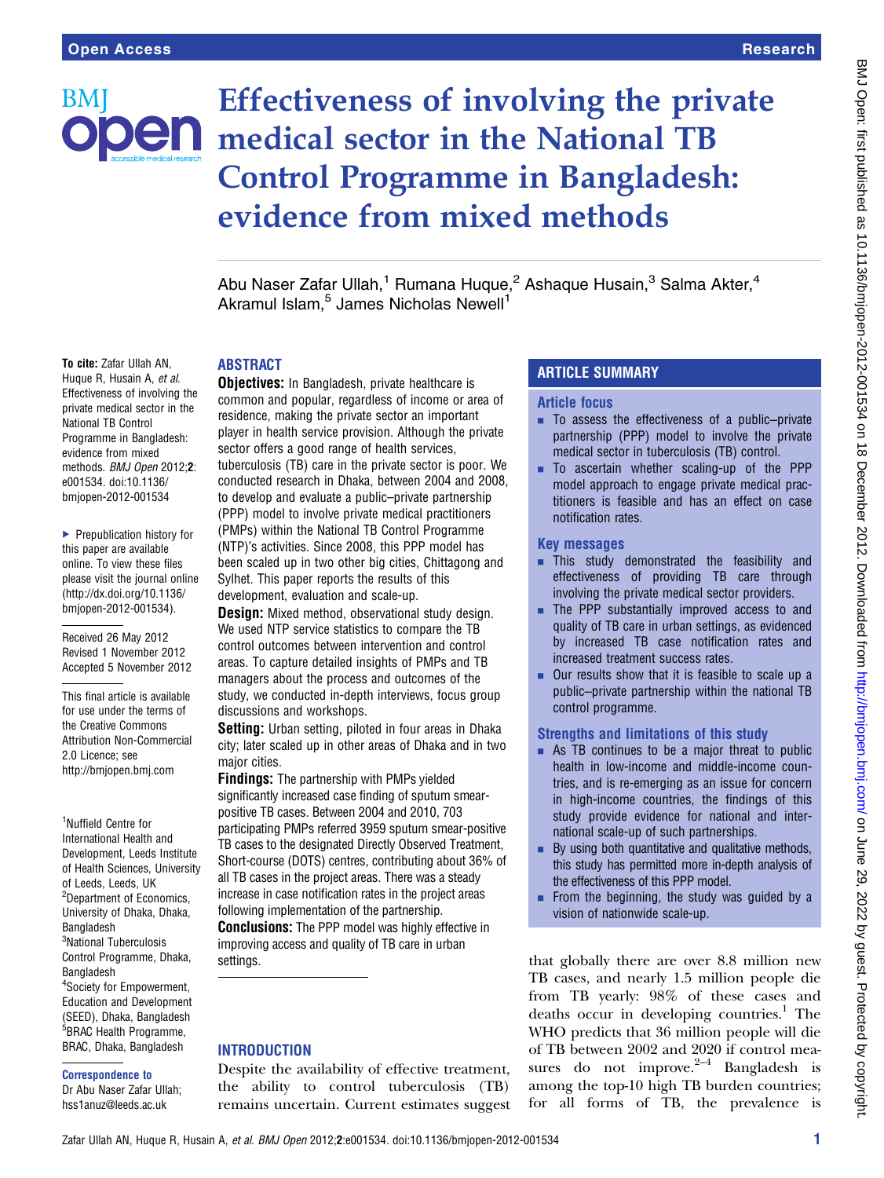# Effectiveness of involving the private medical sector in the National TB Control Programme in Bangladesh: evidence from mixed methods

Abu Naser Zafar Ullah,[1] Rumana Huque,[2] Ashaque Husain,[3] Salma Akter,[4] Akramul Islam,[5] James Nicholas Newell[1]

**To cite:** Zafar Ullah AN, Huque R, Husain A, *et al*. Effectiveness of involving the private medical sector in the National TB Control Programme in Bangladesh: evidence from mixed methods. *BMJ Open* 2012;**2**: e001534. doi:10.1136/bmjopen-2012-001534

▶ Prepublication history for this paper are available online. To view these files please visit the journal online (http://dx.doi.org/10.1136/bmjopen-2012-001534).

Received 26 May 2012
Revised 1 November 2012
Accepted 5 November 2012

This final article is available for use under the terms of the Creative Commons Attribution Non-Commercial 2.0 Licence; see http://bmjopen.bmj.com

[1]Nuffield Centre for International Health and Development, Leeds Institute of Health Sciences, University of Leeds, Leeds, UK
[2]Department of Economics, University of Dhaka, Dhaka, Bangladesh
[3]National Tuberculosis Control Programme, Dhaka, Bangladesh
[4]Society for Empowerment, Education and Development (SEED), Dhaka, Bangladesh
[5]BRAC Health Programme, BRAC, Dhaka, Bangladesh

**Correspondence to**
Dr Abu Naser Zafar Ullah; hss1anuz@leeds.ac.uk

## ABSTRACT

**Objectives:** In Bangladesh, private healthcare is common and popular, regardless of income or area of residence, making the private sector an important player in health service provision. Although the private sector offers a good range of health services, tuberculosis (TB) care in the private sector is poor. We conducted research in Dhaka, between 2004 and 2008, to develop and evaluate a public–private partnership (PPP) model to involve private medical practitioners (PMPs) within the National TB Control Programme (NTP)'s activities. Since 2008, this PPP model has been scaled up in two other big cities, Chittagong and Sylhet. This paper reports the results of this development, evaluation and scale-up.

**Design:** Mixed method, observational study design. We used NTP service statistics to compare the TB control outcomes between intervention and control areas. To capture detailed insights of PMPs and TB managers about the process and outcomes of the study, we conducted in-depth interviews, focus group discussions and workshops.

**Setting:** Urban setting, piloted in four areas in Dhaka city; later scaled up in other areas of Dhaka and in two major cities.

**Findings:** The partnership with PMPs yielded significantly increased case finding of sputum smear-positive TB cases. Between 2004 and 2010, 703 participating PMPs referred 3959 sputum smear-positive TB cases to the designated Directly Observed Treatment, Short-course (DOTS) centres, contributing about 36% of all TB cases in the project areas. There was a steady increase in case notification rates in the project areas following implementation of the partnership.

**Conclusions:** The PPP model was highly effective in improving access and quality of TB care in urban settings.

## ARTICLE SUMMARY

### Article focus

- To assess the effectiveness of a public–private partnership (PPP) model to involve the private medical sector in tuberculosis (TB) control.
- To ascertain whether scaling-up of the PPP model approach to engage private medical practitioners is feasible and has an effect on case notification rates.

### Key messages

- This study demonstrated the feasibility and effectiveness of providing TB care through involving the private medical sector providers.
- The PPP substantially improved access to and quality of TB care in urban settings, as evidenced by increased TB case notification rates and increased treatment success rates.
- Our results show that it is feasible to scale up a public–private partnership within the national TB control programme.

### Strengths and limitations of this study

- As TB continues to be a major threat to public health in low-income and middle-income countries, and is re-emerging as an issue for concern in high-income countries, the findings of this study provide evidence for national and international scale-up of such partnerships.
- By using both quantitative and qualitative methods, this study has permitted more in-depth analysis of the effectiveness of this PPP model.
- From the beginning, the study was guided by a vision of nationwide scale-up.

## INTRODUCTION

Despite the availability of effective treatment, the ability to control tuberculosis (TB) remains uncertain. Current estimates suggest that globally there are over 8.8 million new TB cases, and nearly 1.5 million people die from TB yearly: 98% of these cases and deaths occur in developing countries.[1] The WHO predicts that 36 million people will die of TB between 2002 and 2020 if control measures do not improve.[2–4] Bangladesh is among the top-10 high TB burden countries; for all forms of TB, the prevalence is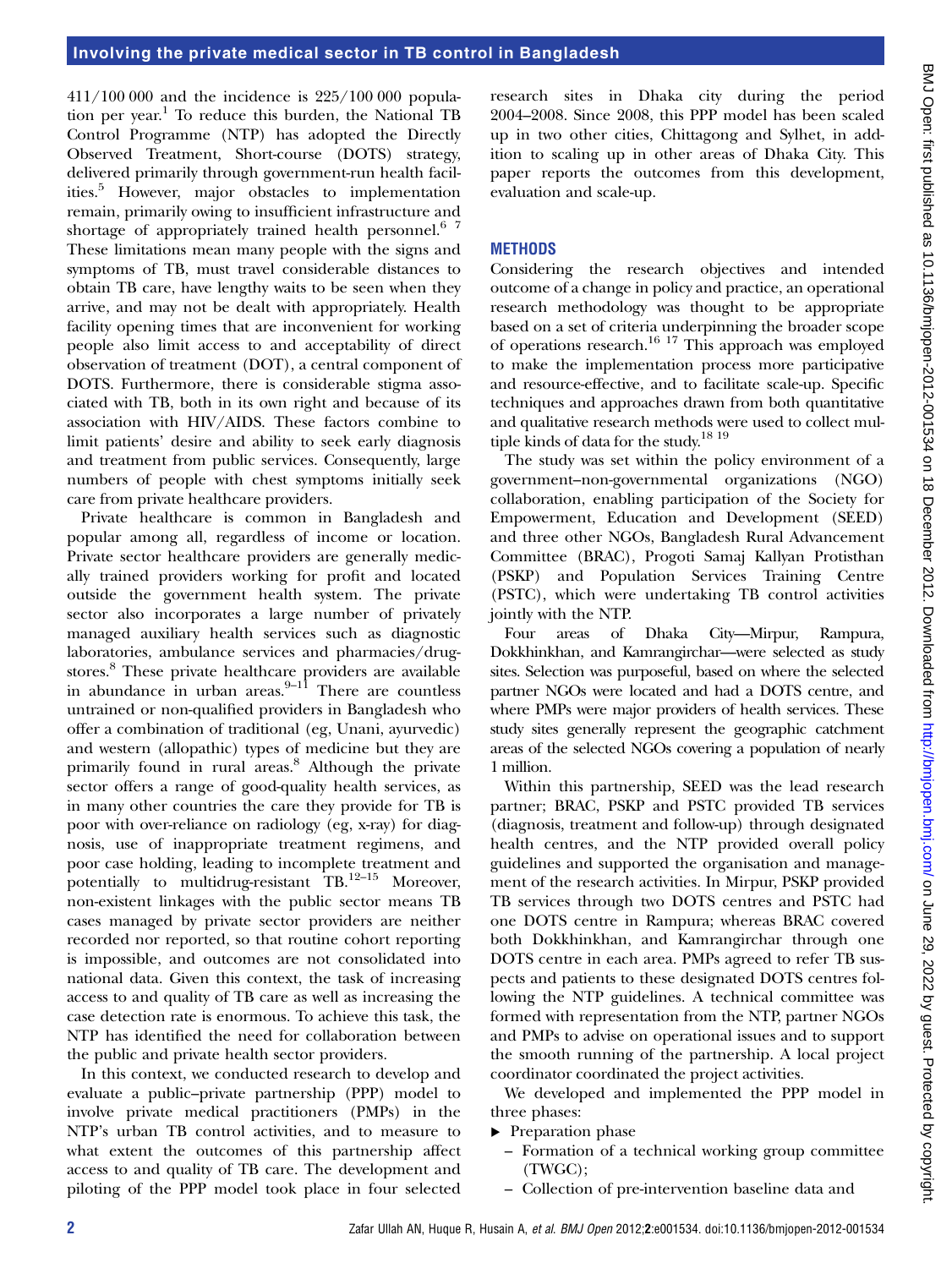411/100 000 and the incidence is 225/100 000 population per year.[1] To reduce this burden, the National TB Control Programme (NTP) has adopted the Directly Observed Treatment, Short-course (DOTS) strategy, delivered primarily through government-run health facilities.[5] However, major obstacles to implementation remain, primarily owing to insufficient infrastructure and shortage of appropriately trained health personnel.[6 7] These limitations mean many people with the signs and symptoms of TB, must travel considerable distances to obtain TB care, have lengthy waits to be seen when they arrive, and may not be dealt with appropriately. Health facility opening times that are inconvenient for working people also limit access to and acceptability of direct observation of treatment (DOT), a central component of DOTS. Furthermore, there is considerable stigma associated with TB, both in its own right and because of its association with HIV/AIDS. These factors combine to limit patients' desire and ability to seek early diagnosis and treatment from public services. Consequently, large numbers of people with chest symptoms initially seek care from private healthcare providers.

Private healthcare is common in Bangladesh and popular among all, regardless of income or location. Private sector healthcare providers are generally medically trained providers working for profit and located outside the government health system. The private sector also incorporates a large number of privately managed auxiliary health services such as diagnostic laboratories, ambulance services and pharmacies/drugstores.[8] These private healthcare providers are available in abundance in urban areas.[9–11] There are countless untrained or non-qualified providers in Bangladesh who offer a combination of traditional (eg, Unani, ayurvedic) and western (allopathic) types of medicine but they are primarily found in rural areas.[8] Although the private sector offers a range of good-quality health services, as in many other countries the care they provide for TB is poor with over-reliance on radiology (eg, x-ray) for diagnosis, use of inappropriate treatment regimens, and poor case holding, leading to incomplete treatment and potentially to multidrug-resistant TB.[12–15] Moreover, non-existent linkages with the public sector means TB cases managed by private sector providers are neither recorded nor reported, so that routine cohort reporting is impossible, and outcomes are not consolidated into national data. Given this context, the task of increasing access to and quality of TB care as well as increasing the case detection rate is enormous. To achieve this task, the NTP has identified the need for collaboration between the public and private health sector providers.

In this context, we conducted research to develop and evaluate a public–private partnership (PPP) model to involve private medical practitioners (PMPs) in the NTP's urban TB control activities, and to measure to what extent the outcomes of this partnership affect access to and quality of TB care. The development and piloting of the PPP model took place in four selected research sites in Dhaka city during the period 2004–2008. Since 2008, this PPP model has been scaled up in two other cities, Chittagong and Sylhet, in addition to scaling up in other areas of Dhaka City. This paper reports the outcomes from this development, evaluation and scale-up.

## METHODS

Considering the research objectives and intended outcome of a change in policy and practice, an operational research methodology was thought to be appropriate based on a set of criteria underpinning the broader scope of operations research.[16 17] This approach was employed to make the implementation process more participative and resource-effective, and to facilitate scale-up. Specific techniques and approaches drawn from both quantitative and qualitative research methods were used to collect multiple kinds of data for the study.[18 19]

The study was set within the policy environment of a government–non-governmental organizations (NGO) collaboration, enabling participation of the Society for Empowerment, Education and Development (SEED) and three other NGOs, Bangladesh Rural Advancement Committee (BRAC), Progoti Samaj Kallyan Protisthan (PSKP) and Population Services Training Centre (PSTC), which were undertaking TB control activities jointly with the NTP.

Four areas of Dhaka City—Mirpur, Rampura, Dokkhinkhan, and Kamrangirchar—were selected as study sites. Selection was purposeful, based on where the selected partner NGOs were located and had a DOTS centre, and where PMPs were major providers of health services. These study sites generally represent the geographic catchment areas of the selected NGOs covering a population of nearly 1 million.

Within this partnership, SEED was the lead research partner; BRAC, PSKP and PSTC provided TB services (diagnosis, treatment and follow-up) through designated health centres, and the NTP provided overall policy guidelines and supported the organisation and management of the research activities. In Mirpur, PSKP provided TB services through two DOTS centres and PSTC had one DOTS centre in Rampura; whereas BRAC covered both Dokkhinkhan, and Kamrangirchar through one DOTS centre in each area. PMPs agreed to refer TB suspects and patients to these designated DOTS centres following the NTP guidelines. A technical committee was formed with representation from the NTP, partner NGOs and PMPs to advise on operational issues and to support the smooth running of the partnership. A local project coordinator coordinated the project activities.

We developed and implemented the PPP model in three phases:

- Preparation phase
  - Formation of a technical working group committee (TWGC);
  - Collection of pre-intervention baseline data and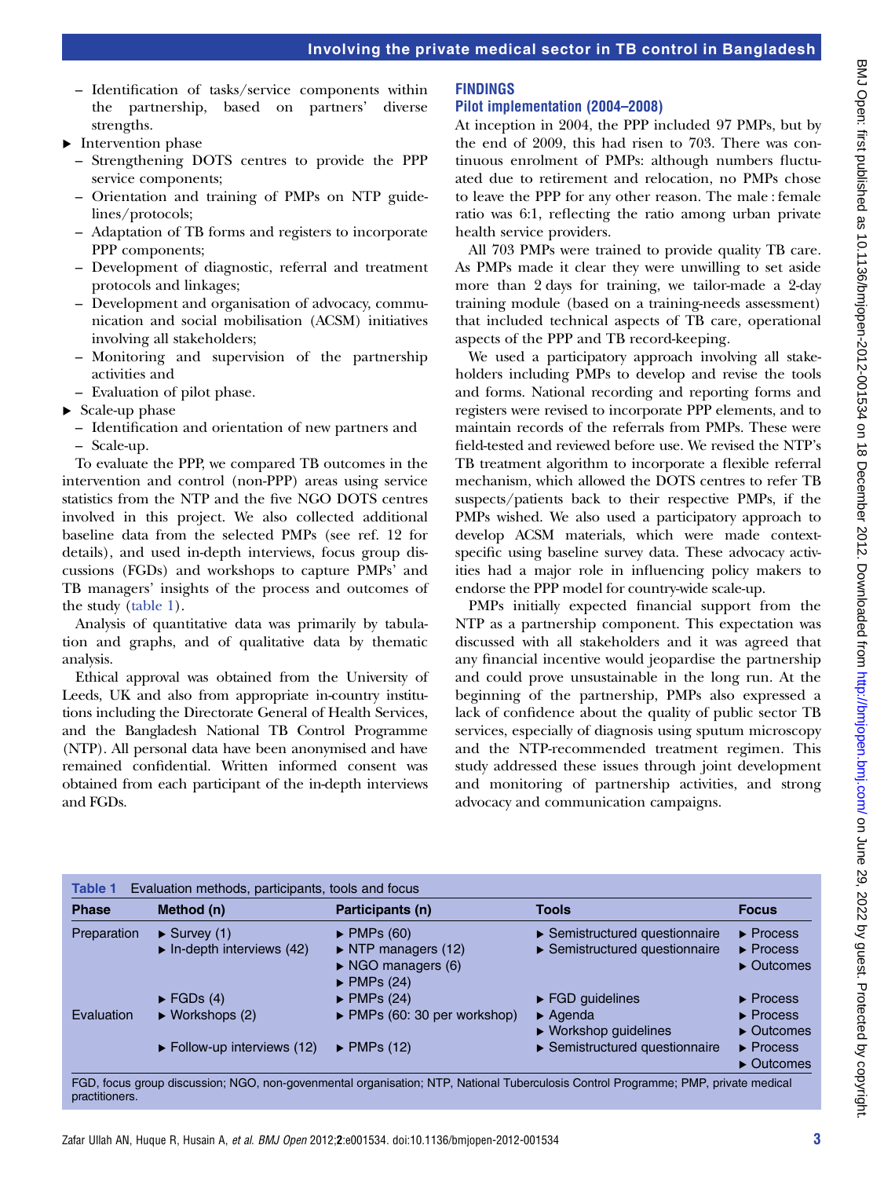- Identification of tasks/service components within the partnership, based on partners' diverse strengths.

- Intervention phase
  - Strengthening DOTS centres to provide the PPP service components;
  - Orientation and training of PMPs on NTP guidelines/protocols;
  - Adaptation of TB forms and registers to incorporate PPP components;
  - Development of diagnostic, referral and treatment protocols and linkages;
  - Development and organisation of advocacy, communication and social mobilisation (ACSM) initiatives involving all stakeholders;
  - Monitoring and supervision of the partnership activities and
  - Evaluation of pilot phase.
- Scale-up phase
  - Identification and orientation of new partners and
  - Scale-up.

To evaluate the PPP, we compared TB outcomes in the intervention and control (non-PPP) areas using service statistics from the NTP and the five NGO DOTS centres involved in this project. We also collected additional baseline data from the selected PMPs (see ref. 12 for details), and used in-depth interviews, focus group discussions (FGDs) and workshops to capture PMPs' and TB managers' insights of the process and outcomes of the study (table 1).

Analysis of quantitative data was primarily by tabulation and graphs, and of qualitative data by thematic analysis.

Ethical approval was obtained from the University of Leeds, UK and also from appropriate in-country institutions including the Directorate General of Health Services, and the Bangladesh National TB Control Programme (NTP). All personal data have been anonymised and have remained confidential. Written informed consent was obtained from each participant of the in-depth interviews and FGDs.

## FINDINGS

### Pilot implementation (2004–2008)

At inception in 2004, the PPP included 97 PMPs, but by the end of 2009, this had risen to 703. There was continuous enrolment of PMPs: although numbers fluctuated due to retirement and relocation, no PMPs chose to leave the PPP for any other reason. The male : female ratio was 6:1, reflecting the ratio among urban private health service providers.

All 703 PMPs were trained to provide quality TB care. As PMPs made it clear they were unwilling to set aside more than 2 days for training, we tailor-made a 2-day training module (based on a training-needs assessment) that included technical aspects of TB care, operational aspects of the PPP and TB record-keeping.

We used a participatory approach involving all stakeholders including PMPs to develop and revise the tools and forms. National recording and reporting forms and registers were revised to incorporate PPP elements, and to maintain records of the referrals from PMPs. These were field-tested and reviewed before use. We revised the NTP's TB treatment algorithm to incorporate a flexible referral mechanism, which allowed the DOTS centres to refer TB suspects/patients back to their respective PMPs, if the PMPs wished. We also used a participatory approach to develop ACSM materials, which were made context-specific using baseline survey data. These advocacy activities had a major role in influencing policy makers to endorse the PPP model for country-wide scale-up.

PMPs initially expected financial support from the NTP as a partnership component. This expectation was discussed with all stakeholders and it was agreed that any financial incentive would jeopardise the partnership and could prove unsustainable in the long run. At the beginning of the partnership, PMPs also expressed a lack of confidence about the quality of public sector TB services, especially of diagnosis using sputum microscopy and the NTP-recommended treatment regimen. This study addressed these issues through joint development and monitoring of partnership activities, and strong advocacy and communication campaigns.

**Table 1** Evaluation methods, participants, tools and focus

| Phase | Method (n) | Participants (n) | Tools | Focus |
|---|---|---|---|---|
| Preparation | ▸ Survey (1) | ▸ PMPs (60) | ▸ Semistructured questionnaire | ▸ Process |
| | ▸ In-depth interviews (42) | ▸ NTP managers (12)<br>▸ NGO managers (6)<br>▸ PMPs (24) | ▸ Semistructured questionnaire | ▸ Process<br>▸ Outcomes |
| | ▸ FGDs (4) | ▸ PMPs (24) | ▸ FGD guidelines | ▸ Process |
| Evaluation | ▸ Workshops (2) | ▸ PMPs (60: 30 per workshop) | ▸ Agenda<br>▸ Workshop guidelines | ▸ Process<br>▸ Outcomes |
| | ▸ Follow-up interviews (12) | ▸ PMPs (12) | ▸ Semistructured questionnaire | ▸ Process<br>▸ Outcomes |

FGD, focus group discussion; NGO, non-govenmental organisation; NTP, National Tuberculosis Control Programme; PMP, private medical practitioners.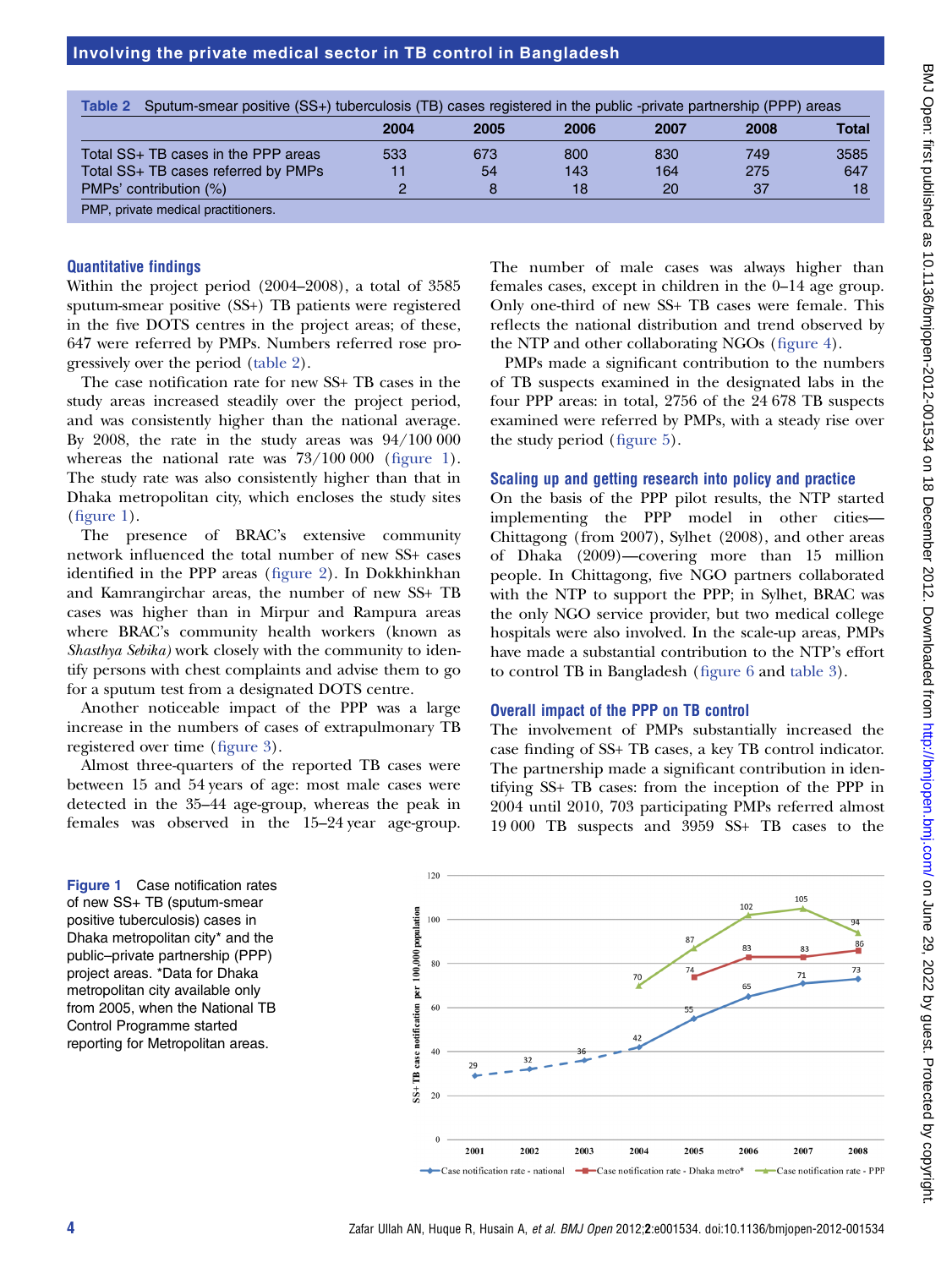**Table 2** Sputum-smear positive (SS+) tuberculosis (TB) cases registered in the public -private partnership (PPP) areas

| | 2004 | 2005 | 2006 | 2007 | 2008 | Total |
|---|---|---|---|---|---|---|
| Total SS+ TB cases in the PPP areas | 533 | 673 | 800 | 830 | 749 | 3585 |
| Total SS+ TB cases referred by PMPs | 11 | 54 | 143 | 164 | 275 | 647 |
| PMPs' contribution (%) | 2 | 8 | 18 | 20 | 37 | 18 |

PMP, private medical practitioners.

### Quantitative findings

Within the project period (2004–2008), a total of 3585 sputum-smear positive (SS+) TB patients were registered in the five DOTS centres in the project areas; of these, 647 were referred by PMPs. Numbers referred rose progressively over the period (table 2).

The case notification rate for new SS+ TB cases in the study areas increased steadily over the project period, and was consistently higher than the national average. By 2008, the rate in the study areas was 94/100 000 whereas the national rate was 73/100 000 (figure 1). The study rate was also consistently higher than that in Dhaka metropolitan city, which encloses the study sites (figure 1).

The presence of BRAC's extensive community network influenced the total number of new SS+ cases identified in the PPP areas (figure 2). In Dokkhinkhan and Kamrangirchar areas, the number of new SS+ TB cases was higher than in Mirpur and Rampura areas where BRAC's community health workers (known as *Shasthya Sebika)* work closely with the community to identify persons with chest complaints and advise them to go for a sputum test from a designated DOTS centre.

Another noticeable impact of the PPP was a large increase in the numbers of cases of extrapulmonary TB registered over time (figure 3).

Almost three-quarters of the reported TB cases were between 15 and 54 years of age: most male cases were detected in the 35–44 age-group, whereas the peak in females was observed in the 15–24 year age-group. The number of male cases was always higher than females cases, except in children in the 0–14 age group. Only one-third of new SS+ TB cases were female. This reflects the national distribution and trend observed by the NTP and other collaborating NGOs (figure 4).

PMPs made a significant contribution to the numbers of TB suspects examined in the designated labs in the four PPP areas: in total, 2756 of the 24 678 TB suspects examined were referred by PMPs, with a steady rise over the study period (figure 5).

### Scaling up and getting research into policy and practice

On the basis of the PPP pilot results, the NTP started implementing the PPP model in other cities—Chittagong (from 2007), Sylhet (2008), and other areas of Dhaka (2009)—covering more than 15 million people. In Chittagong, five NGO partners collaborated with the NTP to support the PPP; in Sylhet, BRAC was the only NGO service provider, but two medical college hospitals were also involved. In the scale-up areas, PMPs have made a substantial contribution to the NTP's effort to control TB in Bangladesh (figure 6 and table 3).

### Overall impact of the PPP on TB control

The involvement of PMPs substantially increased the case finding of SS+ TB cases, a key TB control indicator. The partnership made a significant contribution in identifying SS+ TB cases: from the inception of the PPP in 2004 until 2010, 703 participating PMPs referred almost 19 000 TB suspects and 3959 SS+ TB cases to the

**Figure 1** Case notification rates of new SS+ TB (sputum-smear positive tuberculosis) cases in Dhaka metropolitan city* and the public–private partnership (PPP) project areas. *Data for Dhaka metropolitan city available only from 2005, when the National TB Control Programme started reporting for Metropolitan areas.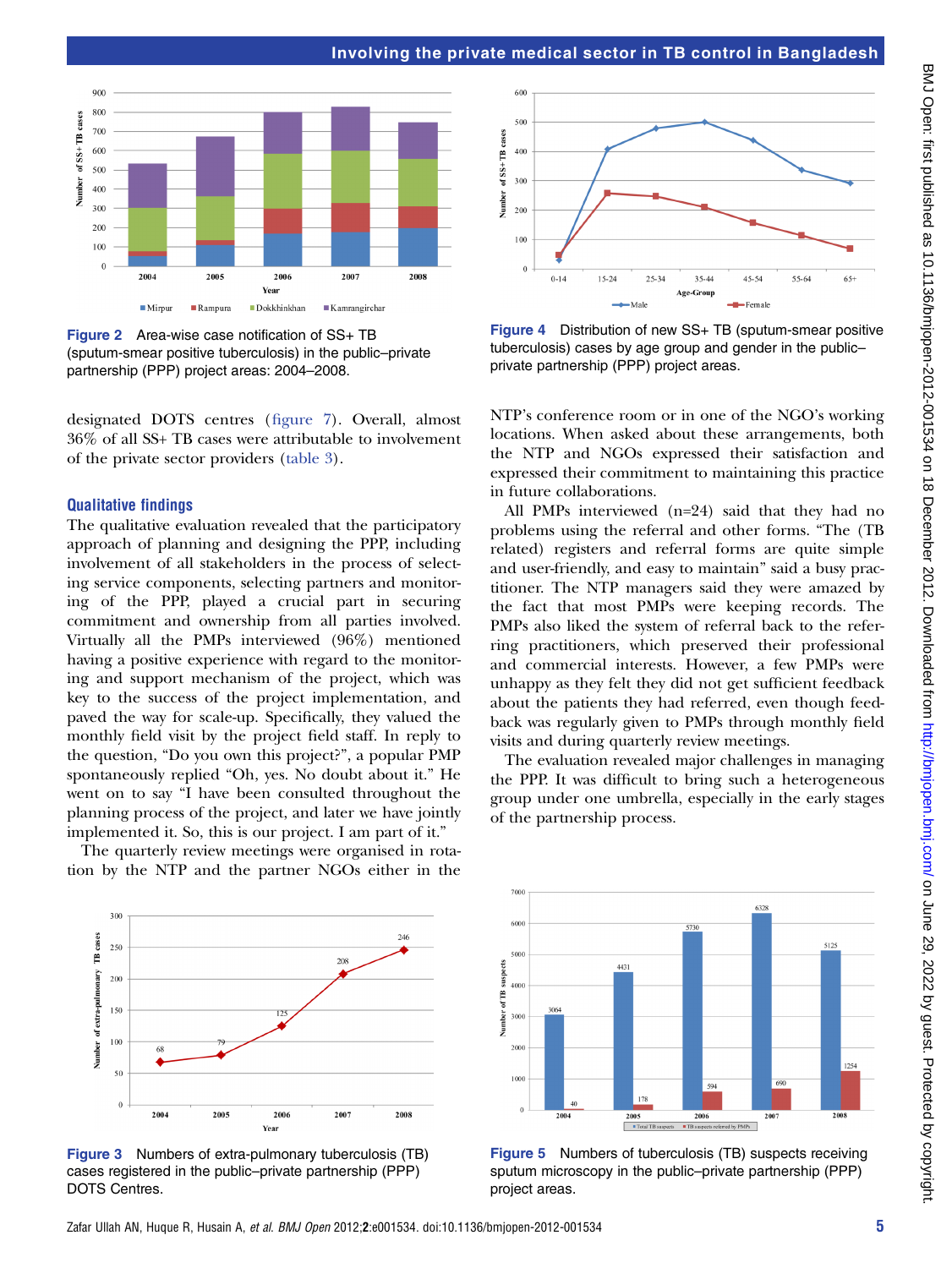Figure 2 Area-wise case notification of SS+ TB (sputum-smear positive tuberculosis) in the public–private partnership (PPP) project areas: 2004–2008.

Figure 4 Distribution of new SS+ TB (sputum-smear positive tuberculosis) cases by age group and gender in the public–private partnership (PPP) project areas.

designated DOTS centres (figure 7). Overall, almost 36% of all SS+ TB cases were attributable to involvement of the private sector providers (table 3).

## Qualitative findings

The qualitative evaluation revealed that the participatory approach of planning and designing the PPP, including involvement of all stakeholders in the process of selecting service components, selecting partners and monitoring of the PPP, played a crucial part in securing commitment and ownership from all parties involved. Virtually all the PMPs interviewed (96%) mentioned having a positive experience with regard to the monitoring and support mechanism of the project, which was key to the success of the project implementation, and paved the way for scale-up. Specifically, they valued the monthly field visit by the project field staff. In reply to the question, "Do you own this project?", a popular PMP spontaneously replied "Oh, yes. No doubt about it." He went on to say "I have been consulted throughout the planning process of the project, and later we have jointly implemented it. So, this is our project. I am part of it."

The quarterly review meetings were organised in rotation by the NTP and the partner NGOs either in the NTP's conference room or in one of the NGO's working locations. When asked about these arrangements, both the NTP and NGOs expressed their satisfaction and expressed their commitment to maintaining this practice in future collaborations.

All PMPs interviewed (n=24) said that they had no problems using the referral and other forms. "The (TB related) registers and referral forms are quite simple and user-friendly, and easy to maintain" said a busy practitioner. The NTP managers said they were amazed by the fact that most PMPs were keeping records. The PMPs also liked the system of referral back to the referring practitioners, which preserved their professional and commercial interests. However, a few PMPs were unhappy as they felt they did not get sufficient feedback about the patients they had referred, even though feedback was regularly given to PMPs through monthly field visits and during quarterly review meetings.

The evaluation revealed major challenges in managing the PPP. It was difficult to bring such a heterogeneous group under one umbrella, especially in the early stages of the partnership process.

Figure 3 Numbers of extra-pulmonary tuberculosis (TB) cases registered in the public–private partnership (PPP) DOTS Centres.

Figure 5 Numbers of tuberculosis (TB) suspects receiving sputum microscopy in the public–private partnership (PPP) project areas.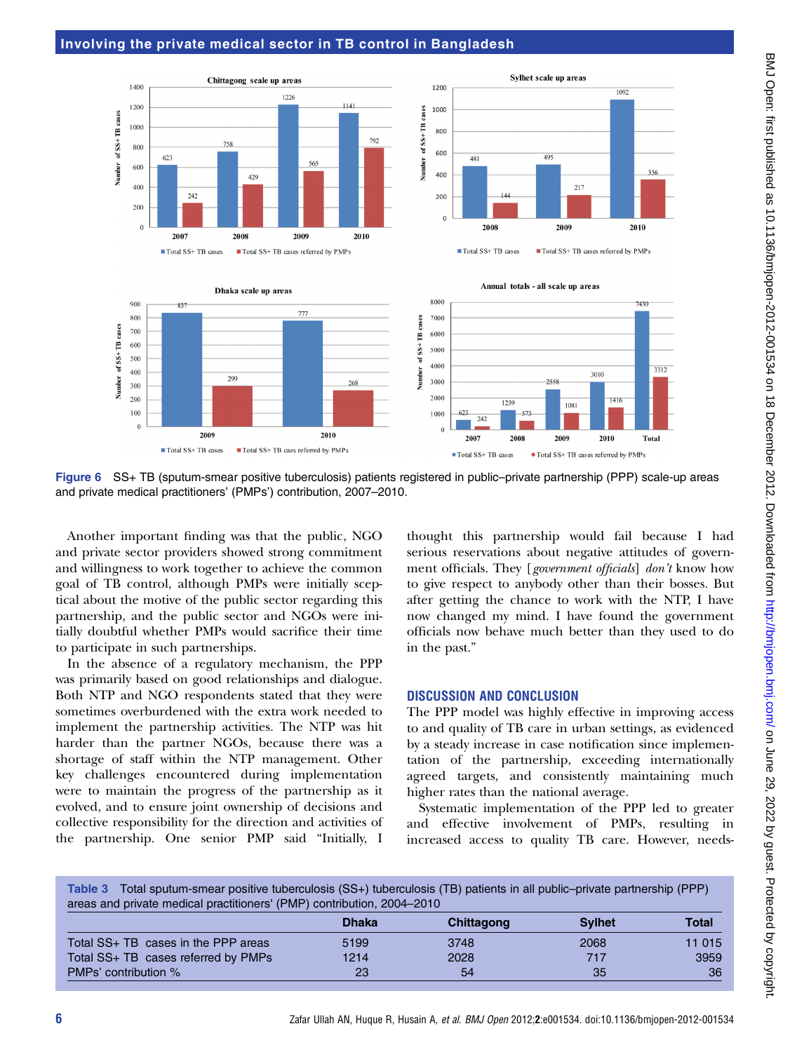Figure 6 SS+ TB (sputum-smear positive tuberculosis) patients registered in public–private partnership (PPP) scale-up areas and private medical practitioners' (PMPs') contribution, 2007–2010.

Another important finding was that the public, NGO and private sector providers showed strong commitment and willingness to work together to achieve the common goal of TB control, although PMPs were initially sceptical about the motive of the public sector regarding this partnership, and the public sector and NGOs were initially doubtful whether PMPs would sacrifice their time to participate in such partnerships.

In the absence of a regulatory mechanism, the PPP was primarily based on good relationships and dialogue. Both NTP and NGO respondents stated that they were sometimes overburdened with the extra work needed to implement the partnership activities. The NTP was hit harder than the partner NGOs, because there was a shortage of staff within the NTP management. Other key challenges encountered during implementation were to maintain the progress of the partnership as it evolved, and to ensure joint ownership of decisions and collective responsibility for the direction and activities of the partnership. One senior PMP said "Initially, I thought this partnership would fail because I had serious reservations about negative attitudes of government officials. They [*government officials*] *don't* know how to give respect to anybody other than their bosses. But after getting the chance to work with the NTP, I have now changed my mind. I have found the government officials now behave much better than they used to do in the past."

## DISCUSSION AND CONCLUSION

The PPP model was highly effective in improving access to and quality of TB care in urban settings, as evidenced by a steady increase in case notification since implementation of the partnership, exceeding internationally agreed targets, and consistently maintaining much higher rates than the national average.

Systematic implementation of the PPP led to greater and effective involvement of PMPs, resulting in increased access to quality TB care. However, needs-

**Table 3** Total sputum-smear positive tuberculosis (SS+) tuberculosis (TB) patients in all public–private partnership (PPP) areas and private medical practitioners' (PMP) contribution, 2004–2010

| | Dhaka | Chittagong | Sylhet | Total |
|---|---|---|---|---|
| Total SS+ TB cases in the PPP areas | 5199 | 3748 | 2068 | 11 015 |
| Total SS+ TB cases referred by PMPs | 1214 | 2028 | 717 | 3959 |
| PMPs' contribution % | 23 | 54 | 35 | 36 |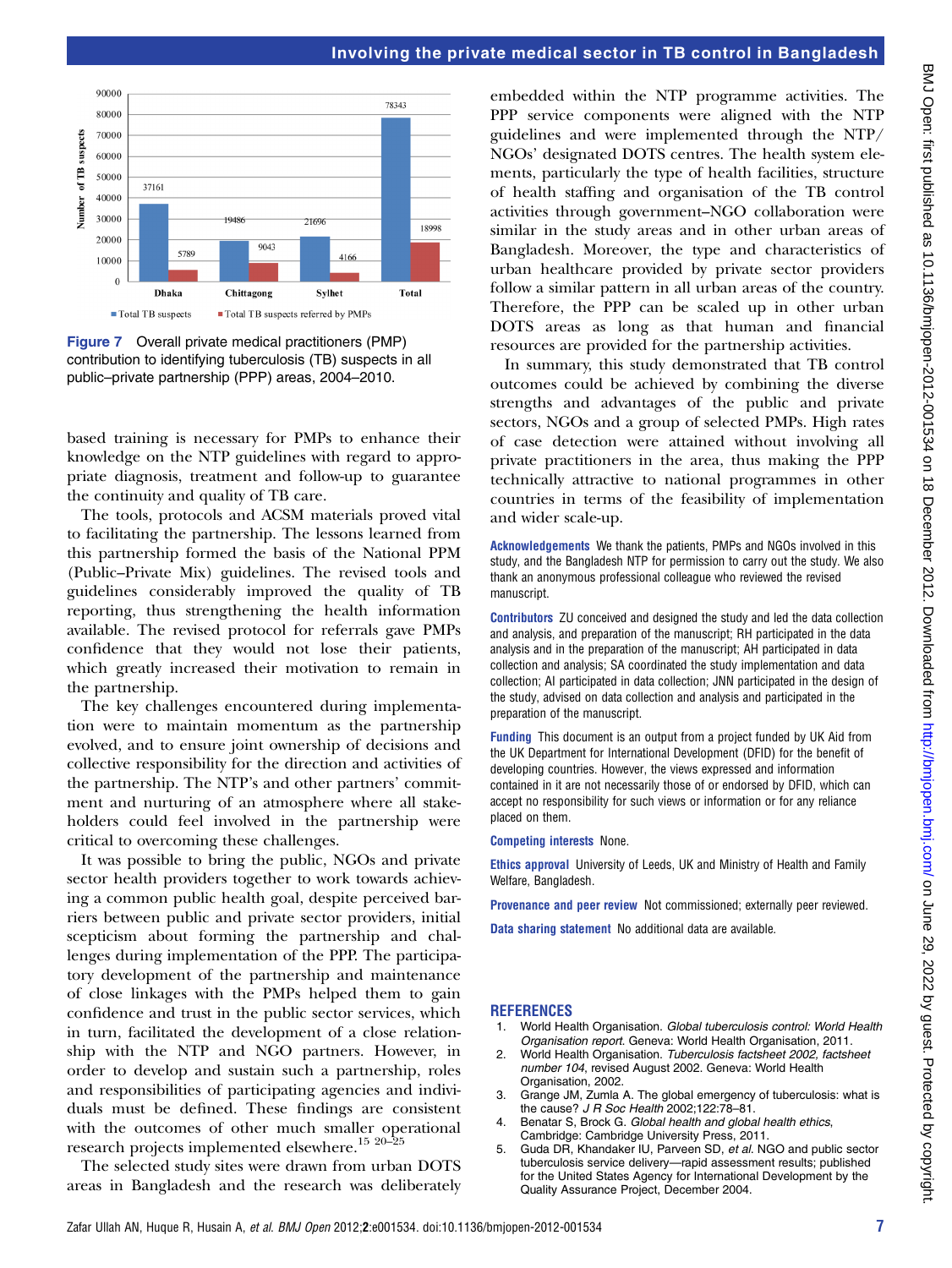Figure 7 Overall private medical practitioners (PMP) contribution to identifying tuberculosis (TB) suspects in all public–private partnership (PPP) areas, 2004–2010.

based training is necessary for PMPs to enhance their knowledge on the NTP guidelines with regard to appropriate diagnosis, treatment and follow-up to guarantee the continuity and quality of TB care.

The tools, protocols and ACSM materials proved vital to facilitating the partnership. The lessons learned from this partnership formed the basis of the National PPM (Public–Private Mix) guidelines. The revised tools and guidelines considerably improved the quality of TB reporting, thus strengthening the health information available. The revised protocol for referrals gave PMPs confidence that they would not lose their patients, which greatly increased their motivation to remain in the partnership.

The key challenges encountered during implementation were to maintain momentum as the partnership evolved, and to ensure joint ownership of decisions and collective responsibility for the direction and activities of the partnership. The NTP's and other partners' commitment and nurturing of an atmosphere where all stakeholders could feel involved in the partnership were critical to overcoming these challenges.

It was possible to bring the public, NGOs and private sector health providers together to work towards achieving a common public health goal, despite perceived barriers between public and private sector providers, initial scepticism about forming the partnership and challenges during implementation of the PPP. The participatory development of the partnership and maintenance of close linkages with the PMPs helped them to gain confidence and trust in the public sector services, which in turn, facilitated the development of a close relationship with the NTP and NGO partners. However, in order to develop and sustain such a partnership, roles and responsibilities of participating agencies and individuals must be defined. These findings are consistent with the outcomes of other much smaller operational research projects implemented elsewhere.[15 20–25]

The selected study sites were drawn from urban DOTS areas in Bangladesh and the research was deliberately embedded within the NTP programme activities. The PPP service components were aligned with the NTP guidelines and were implemented through the NTP/NGOs' designated DOTS centres. The health system elements, particularly the type of health facilities, structure of health staffing and organisation of the TB control activities through government–NGO collaboration were similar in the study areas and in other urban areas of Bangladesh. Moreover, the type and characteristics of urban healthcare provided by private sector providers follow a similar pattern in all urban areas of the country. Therefore, the PPP can be scaled up in other urban DOTS areas as long as that human and financial resources are provided for the partnership activities.

In summary, this study demonstrated that TB control outcomes could be achieved by combining the diverse strengths and advantages of the public and private sectors, NGOs and a group of selected PMPs. High rates of case detection were attained without involving all private practitioners in the area, thus making the PPP technically attractive to national programmes in other countries in terms of the feasibility of implementation and wider scale-up.

**Acknowledgements** We thank the patients, PMPs and NGOs involved in this study, and the Bangladesh NTP for permission to carry out the study. We also thank an anonymous professional colleague who reviewed the revised manuscript.

**Contributors** ZU conceived and designed the study and led the data collection and analysis, and preparation of the manuscript; RH participated in the data analysis and in the preparation of the manuscript; AH participated in data collection and analysis; SA coordinated the study implementation and data collection; AI participated in data collection; JNN participated in the design of the study, advised on data collection and analysis and participated in the preparation of the manuscript.

**Funding** This document is an output from a project funded by UK Aid from the UK Department for International Development (DFID) for the benefit of developing countries. However, the views expressed and information contained in it are not necessarily those of or endorsed by DFID, which can accept no responsibility for such views or information or for any reliance placed on them.

**Competing interests** None.

**Ethics approval** University of Leeds, UK and Ministry of Health and Family Welfare, Bangladesh.

**Provenance and peer review** Not commissioned; externally peer reviewed.

**Data sharing statement** No additional data are available.

## REFERENCES

1. World Health Organisation. *Global tuberculosis control: World Health Organisation report*. Geneva: World Health Organisation, 2011.
2. World Health Organisation. *Tuberculosis factsheet 2002, factsheet number 104*, revised August 2002. Geneva: World Health Organisation, 2002.
3. Grange JM, Zumla A. The global emergency of tuberculosis: what is the cause? *J R Soc Health* 2002;122:78–81.
4. Benatar S, Brock G. *Global health and global health ethics*, Cambridge: Cambridge University Press, 2011.
5. Guda DR, Khandaker IU, Parveen SD, *et al*. NGO and public sector tuberculosis service delivery—rapid assessment results; published for the United States Agency for International Development by the Quality Assurance Project, December 2004.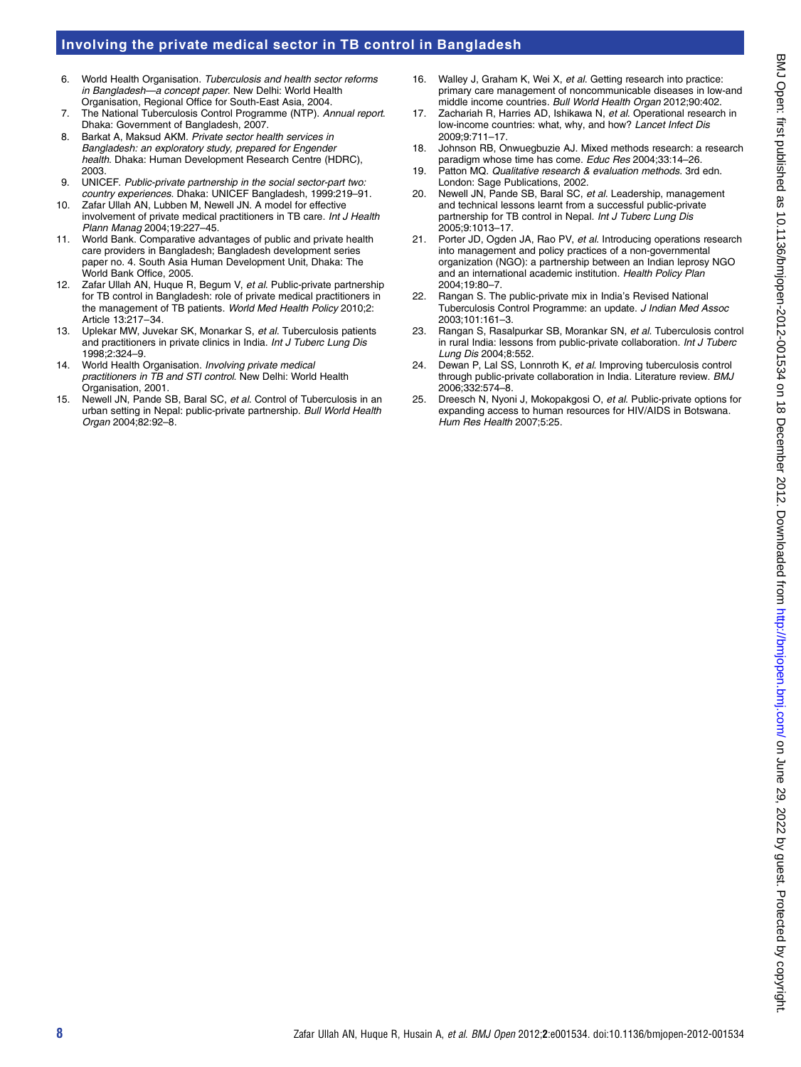6. World Health Organisation. *Tuberculosis and health sector reforms in Bangladesh—a concept paper*. New Delhi: World Health Organisation, Regional Office for South-East Asia, 2004.
7. The National Tuberculosis Control Programme (NTP). *Annual report*. Dhaka: Government of Bangladesh, 2007.
8. Barkat A, Maksud AKM. *Private sector health services in Bangladesh: an exploratory study, prepared for Engender health*. Dhaka: Human Development Research Centre (HDRC), 2003.
9. UNICEF. *Public-private partnership in the social sector-part two: country experiences*. Dhaka: UNICEF Bangladesh, 1999:219–91.
10. Zafar Ullah AN, Lubben M, Newell JN. A model for effective involvement of private medical practitioners in TB care. *Int J Health Plann Manag* 2004;19:227–45.
11. World Bank. Comparative advantages of public and private health care providers in Bangladesh; Bangladesh development series paper no. 4. South Asia Human Development Unit, Dhaka: The World Bank Office, 2005.
12. Zafar Ullah AN, Huque R, Begum V, *et al*. Public-private partnership for TB control in Bangladesh: role of private medical practitioners in the management of TB patients. *World Med Health Policy* 2010;2: Article 13:217–34.
13. Uplekar MW, Juvekar SK, Monarkar S, *et al*. Tuberculosis patients and practitioners in private clinics in India. *Int J Tuberc Lung Dis* 1998;2:324–9.
14. World Health Organisation. *Involving private medical practitioners in TB and STI control*. New Delhi: World Health Organisation, 2001.
15. Newell JN, Pande SB, Baral SC, *et al*. Control of Tuberculosis in an urban setting in Nepal: public-private partnership. *Bull World Health Organ* 2004;82:92–8.
16. Walley J, Graham K, Wei X, *et al*. Getting research into practice: primary care management of noncommunicable diseases in low-and middle income countries. *Bull World Health Organ* 2012;90:402.
17. Zachariah R, Harries AD, Ishikawa N, *et al*. Operational research in low-income countries: what, why, and how? *Lancet Infect Dis* 2009;9:711–17.
18. Johnson RB, Onwuegbuzie AJ. Mixed methods research: a research paradigm whose time has come. *Educ Res* 2004;33:14–26.
19. Patton MQ. *Qualitative research & evaluation methods*. 3rd edn. London: Sage Publications, 2002.
20. Newell JN, Pande SB, Baral SC, *et al*. Leadership, management and technical lessons learnt from a successful public-private partnership for TB control in Nepal. *Int J Tuberc Lung Dis* 2005;9:1013–17.
21. Porter JD, Ogden JA, Rao PV, *et al*. Introducing operations research into management and policy practices of a non-governmental organization (NGO): a partnership between an Indian leprosy NGO and an international academic institution. *Health Policy Plan* 2004;19:80–7.
22. Rangan S. The public-private mix in India's Revised National Tuberculosis Control Programme: an update. *J Indian Med Assoc* 2003;101:161–3.
23. Rangan S, Rasalpurkar SB, Morankar SN, *et al*. Tuberculosis control in rural India: lessons from public-private collaboration. *Int J Tuberc Lung Dis* 2004;8:552.
24. Dewan P, Lal SS, Lonnroth K, *et al*. Improving tuberculosis control through public-private collaboration in India. Literature review. *BMJ* 2006;332:574–8.
25. Dreesch N, Nyoni J, Mokopakgosi O, *et al*. Public-private options for expanding access to human resources for HIV/AIDS in Botswana. *Hum Res Health* 2007;5:25.